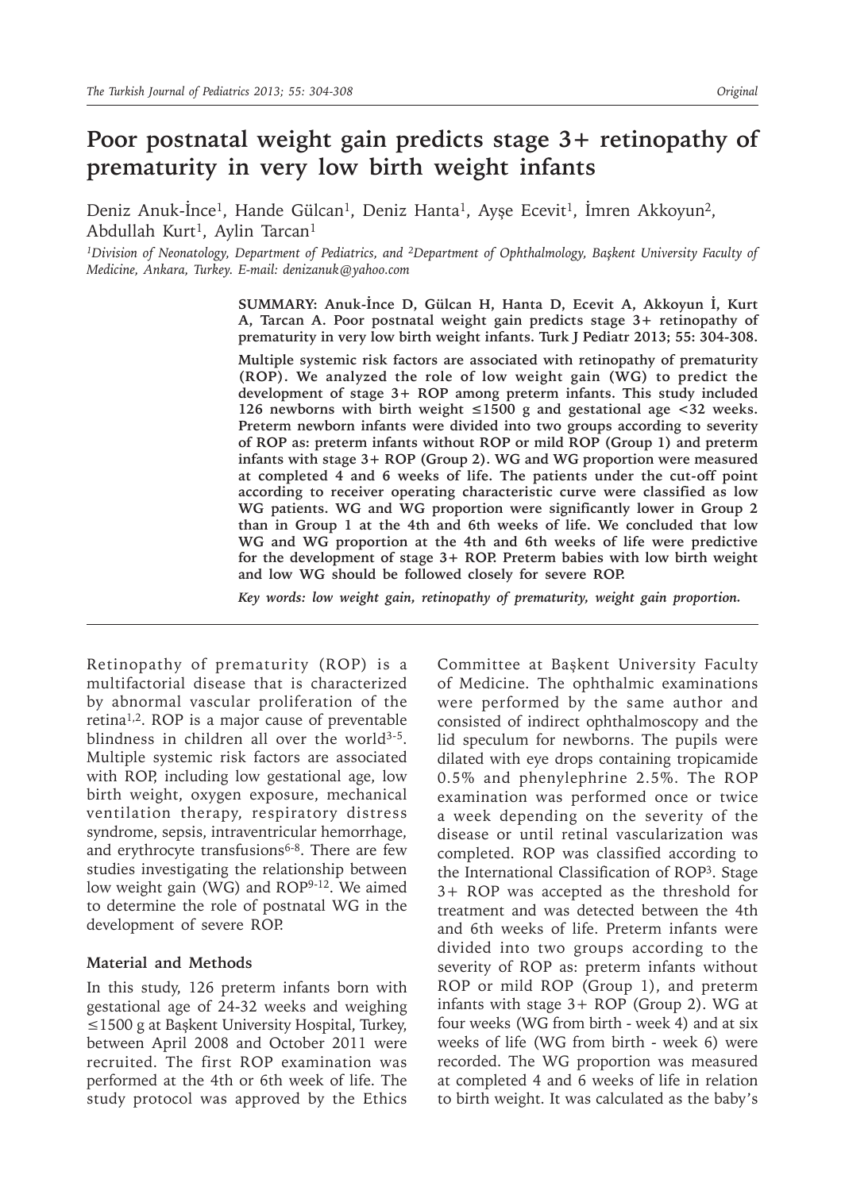# Poor postnatal weight gain predicts stage 3+ retinopathy of prematurity in very low birth weight infants

Deniz Anuk-İnce[1], Hande Gülcan[1], Deniz Hanta[1], Ayşe Ecevit[1], İmren Akkoyun[2], Abdullah Kurt[1], Aylin Tarcan[1]

*[1]Division of Neonatology, Department of Pediatrics, and [2]Department of Ophthalmology, Başkent University Faculty of Medicine, Ankara, Turkey. E-mail: denizanuk@yahoo.com*

**SUMMARY: Anuk-İnce D, Gülcan H, Hanta D, Ecevit A, Akkoyun İ, Kurt A, Tarcan A. Poor postnatal weight gain predicts stage 3+ retinopathy of prematurity in very low birth weight infants. Turk J Pediatr 2013; 55: 304-308.**

**Multiple systemic risk factors are associated with retinopathy of prematurity (ROP). We analyzed the role of low weight gain (WG) to predict the development of stage 3+ ROP among preterm infants. This study included 126 newborns with birth weight ≤1500 g and gestational age <32 weeks. Preterm newborn infants were divided into two groups according to severity of ROP as: preterm infants without ROP or mild ROP (Group 1) and preterm infants with stage 3+ ROP (Group 2). WG and WG proportion were measured at completed 4 and 6 weeks of life. The patients under the cut-off point according to receiver operating characteristic curve were classified as low WG patients. WG and WG proportion were significantly lower in Group 2 than in Group 1 at the 4th and 6th weeks of life. We concluded that low WG and WG proportion at the 4th and 6th weeks of life were predictive for the development of stage 3+ ROP. Preterm babies with low birth weight and low WG should be followed closely for severe ROP.**

***Key words: low weight gain, retinopathy of prematurity, weight gain proportion.***

---

Retinopathy of prematurity (ROP) is a multifactorial disease that is characterized by abnormal vascular proliferation of the retina[1,2]. ROP is a major cause of preventable blindness in children all over the world[3-5]. Multiple systemic risk factors are associated with ROP, including low gestational age, low birth weight, oxygen exposure, mechanical ventilation therapy, respiratory distress syndrome, sepsis, intraventricular hemorrhage, and erythrocyte transfusions[6-8]. There are few studies investigating the relationship between low weight gain (WG) and ROP[9-12]. We aimed to determine the role of postnatal WG in the development of severe ROP.

## Material and Methods

In this study, 126 preterm infants born with gestational age of 24-32 weeks and weighing ≤1500 g at Başkent University Hospital, Turkey, between April 2008 and October 2011 were recruited. The first ROP examination was performed at the 4th or 6th week of life. The study protocol was approved by the Ethics Committee at Başkent University Faculty of Medicine. The ophthalmic examinations were performed by the same author and consisted of indirect ophthalmoscopy and the lid speculum for newborns. The pupils were dilated with eye drops containing tropicamide 0.5% and phenylephrine 2.5%. The ROP examination was performed once or twice a week depending on the severity of the disease or until retinal vascularization was completed. ROP was classified according to the International Classification of ROP[3]. Stage 3+ ROP was accepted as the threshold for treatment and was detected between the 4th and 6th weeks of life. Preterm infants were divided into two groups according to the severity of ROP as: preterm infants without ROP or mild ROP (Group 1), and preterm infants with stage 3+ ROP (Group 2). WG at four weeks (WG from birth - week 4) and at six weeks of life (WG from birth - week 6) were recorded. The WG proportion was measured at completed 4 and 6 weeks of life in relation to birth weight. It was calculated as the baby's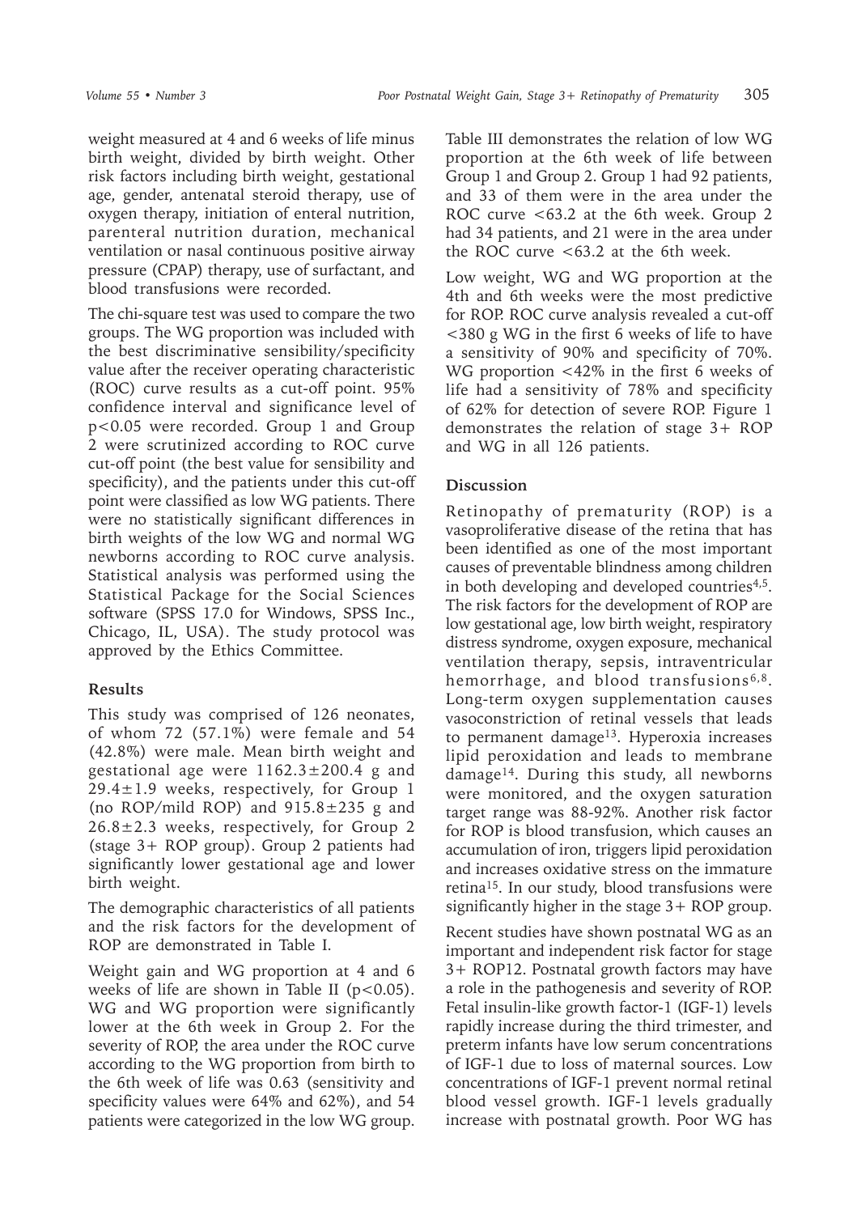weight measured at 4 and 6 weeks of life minus birth weight, divided by birth weight. Other risk factors including birth weight, gestational age, gender, antenatal steroid therapy, use of oxygen therapy, initiation of enteral nutrition, parenteral nutrition duration, mechanical ventilation or nasal continuous positive airway pressure (CPAP) therapy, use of surfactant, and blood transfusions were recorded.

The chi-square test was used to compare the two groups. The WG proportion was included with the best discriminative sensibility/specificity value after the receiver operating characteristic (ROC) curve results as a cut-off point. 95% confidence interval and significance level of $p<0.05$ were recorded. Group 1 and Group 2 were scrutinized according to ROC curve cut-off point (the best value for sensibility and specificity), and the patients under this cut-off point were classified as low WG patients. There were no statistically significant differences in birth weights of the low WG and normal WG newborns according to ROC curve analysis. Statistical analysis was performed using the Statistical Package for the Social Sciences software (SPSS 17.0 for Windows, SPSS Inc., Chicago, IL, USA). The study protocol was approved by the Ethics Committee.

## Results

This study was comprised of 126 neonates, of whom 72 (57.1%) were female and 54 (42.8%) were male. Mean birth weight and gestational age were $1162.3\pm200.4$ g and $29.4\pm1.9$ weeks, respectively, for Group 1 (no ROP/mild ROP) and $915.8\pm235$ g and $26.8\pm2.3$ weeks, respectively, for Group 2 (stage 3+ ROP group). Group 2 patients had significantly lower gestational age and lower birth weight.

The demographic characteristics of all patients and the risk factors for the development of ROP are demonstrated in Table I.

Weight gain and WG proportion at 4 and 6 weeks of life are shown in Table II ($p<0.05$). WG and WG proportion were significantly lower at the 6th week in Group 2. For the severity of ROP, the area under the ROC curve according to the WG proportion from birth to the 6th week of life was 0.63 (sensitivity and specificity values were 64% and 62%), and 54 patients were categorized in the low WG group.

Table III demonstrates the relation of low WG proportion at the 6th week of life between Group 1 and Group 2. Group 1 had 92 patients, and 33 of them were in the area under the ROC curve <63.2 at the 6th week. Group 2 had 34 patients, and 21 were in the area under the ROC curve <63.2 at the 6th week.

Low weight, WG and WG proportion at the 4th and 6th weeks were the most predictive for ROP. ROC curve analysis revealed a cut-off <380 g WG in the first 6 weeks of life to have a sensitivity of 90% and specificity of 70%. WG proportion <42% in the first 6 weeks of life had a sensitivity of 78% and specificity of 62% for detection of severe ROP. Figure 1 demonstrates the relation of stage 3+ ROP and WG in all 126 patients.

## Discussion

Retinopathy of prematurity (ROP) is a vasoproliferative disease of the retina that has been identified as one of the most important causes of preventable blindness among children in both developing and developed countries[4,5]. The risk factors for the development of ROP are low gestational age, low birth weight, respiratory distress syndrome, oxygen exposure, mechanical ventilation therapy, sepsis, intraventricular hemorrhage, and blood transfusions[6,8]. Long-term oxygen supplementation causes vasoconstriction of retinal vessels that leads to permanent damage[13]. Hyperoxia increases lipid peroxidation and leads to membrane damage[14]. During this study, all newborns were monitored, and the oxygen saturation target range was 88-92%. Another risk factor for ROP is blood transfusion, which causes an accumulation of iron, triggers lipid peroxidation and increases oxidative stress on the immature retina[15]. In our study, blood transfusions were significantly higher in the stage 3+ ROP group.

Recent studies have shown postnatal WG as an important and independent risk factor for stage 3+ ROP[12]. Postnatal growth factors may have a role in the pathogenesis and severity of ROP. Fetal insulin-like growth factor-1 (IGF-1) levels rapidly increase during the third trimester, and preterm infants have low serum concentrations of IGF-1 due to loss of maternal sources. Low concentrations of IGF-1 prevent normal retinal blood vessel growth. IGF-1 levels gradually increase with postnatal growth. Poor WG has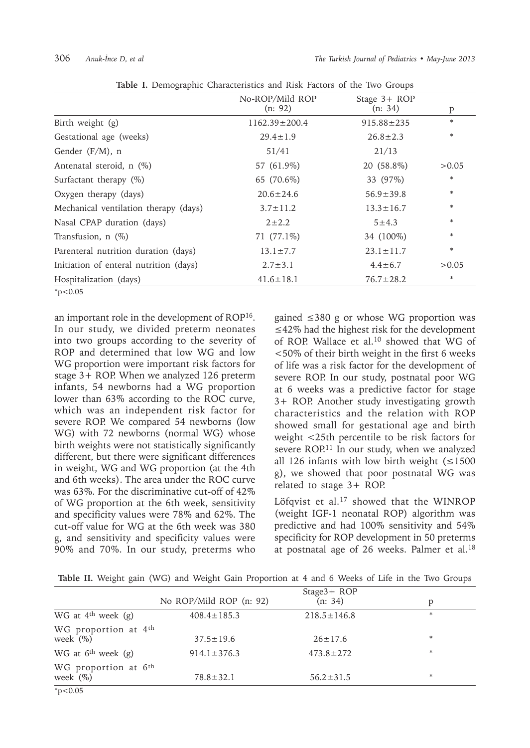**Table I.** Demographic Characteristics and Risk Factors of the Two Groups

| | No-ROP/Mild ROP (n: 92) | Stage 3+ ROP (n: 34) | p |
|---|---|---|---|
| Birth weight (g) | 1162.39±200.4 | 915.88±235 | * |
| Gestational age (weeks) | 29.4±1.9 | 26.8±2.3 | * |
| Gender (F/M), n | 51/41 | 21/13 | |
| Antenatal steroid, n (%) | 57 (61.9%) | 20 (58.8%) | >0.05 |
| Surfactant therapy (%) | 65 (70.6%) | 33 (97%) | * |
| Oxygen therapy (days) | 20.6±24.6 | 56.9±39.8 | * |
| Mechanical ventilation therapy (days) | 3.7±11.2 | 13.3±16.7 | * |
| Nasal CPAP duration (days) | 2±2.2 | 5±4.3 | * |
| Transfusion, n (%) | 71 (77.1%) | 34 (100%) | * |
| Parenteral nutrition duration (days) | 13.1±7.7 | 23.1±11.7 | * |
| Initiation of enteral nutrition (days) | 2.7±3.1 | 4.4±6.7 | >0.05 |
| Hospitalization (days) | 41.6±18.1 | 76.7±28.2 | * |

*p<0.05

an important role in the development of ROP[16]. In our study, we divided preterm neonates into two groups according to the severity of ROP and determined that low WG and low WG proportion were important risk factors for stage 3+ ROP. When we analyzed 126 preterm infants, 54 newborns had a WG proportion lower than 63% according to the ROC curve, which was an independent risk factor for severe ROP. We compared 54 newborns (low WG) with 72 newborns (normal WG) whose birth weights were not statistically significantly different, but there were significant differences in weight, WG and WG proportion (at the 4th and 6th weeks). The area under the ROC curve was 63%. For the discriminative cut-off of 42% of WG proportion at the 6th week, sensitivity and specificity values were 78% and 62%. The cut-off value for WG at the 6th week was 380 g, and sensitivity and specificity values were 90% and 70%. In our study, preterms who gained ≤380 g or whose WG proportion was ≤42% had the highest risk for the development of ROP. Wallace et al.[10] showed that WG of <50% of their birth weight in the first 6 weeks of life was a risk factor for the development of severe ROP. In our study, postnatal poor WG at 6 weeks was a predictive factor for stage 3+ ROP. Another study investigating growth characteristics and the relation with ROP showed small for gestational age and birth weight <25th percentile to be risk factors for severe ROP.[11] In our study, when we analyzed all 126 infants with low birth weight (≤1500 g), we showed that poor postnatal WG was related to stage 3+ ROP.

Löfqvist et al.[17] showed that the WINROP (weight IGF-1 neonatal ROP) algorithm was predictive and had 100% sensitivity and 54% specificity for ROP development in 50 preterms at postnatal age of 26 weeks. Palmer et al.[18]

**Table II.** Weight gain (WG) and Weight Gain Proportion at 4 and 6 Weeks of Life in the Two Groups

| | No ROP/Mild ROP (n: 92) | Stage3+ ROP (n: 34) | p |
|---|---|---|---|
| WG at 4th week (g) | 408.4±185.3 | 218.5±146.8 | * |
| WG proportion at 4th week (%) | 37.5±19.6 | 26±17.6 | * |
| WG at 6th week (g) | 914.1±376.3 | 473.8±272 | * |
| WG proportion at 6th week (%) | 78.8±32.1 | 56.2±31.5 | * |

*p<0.05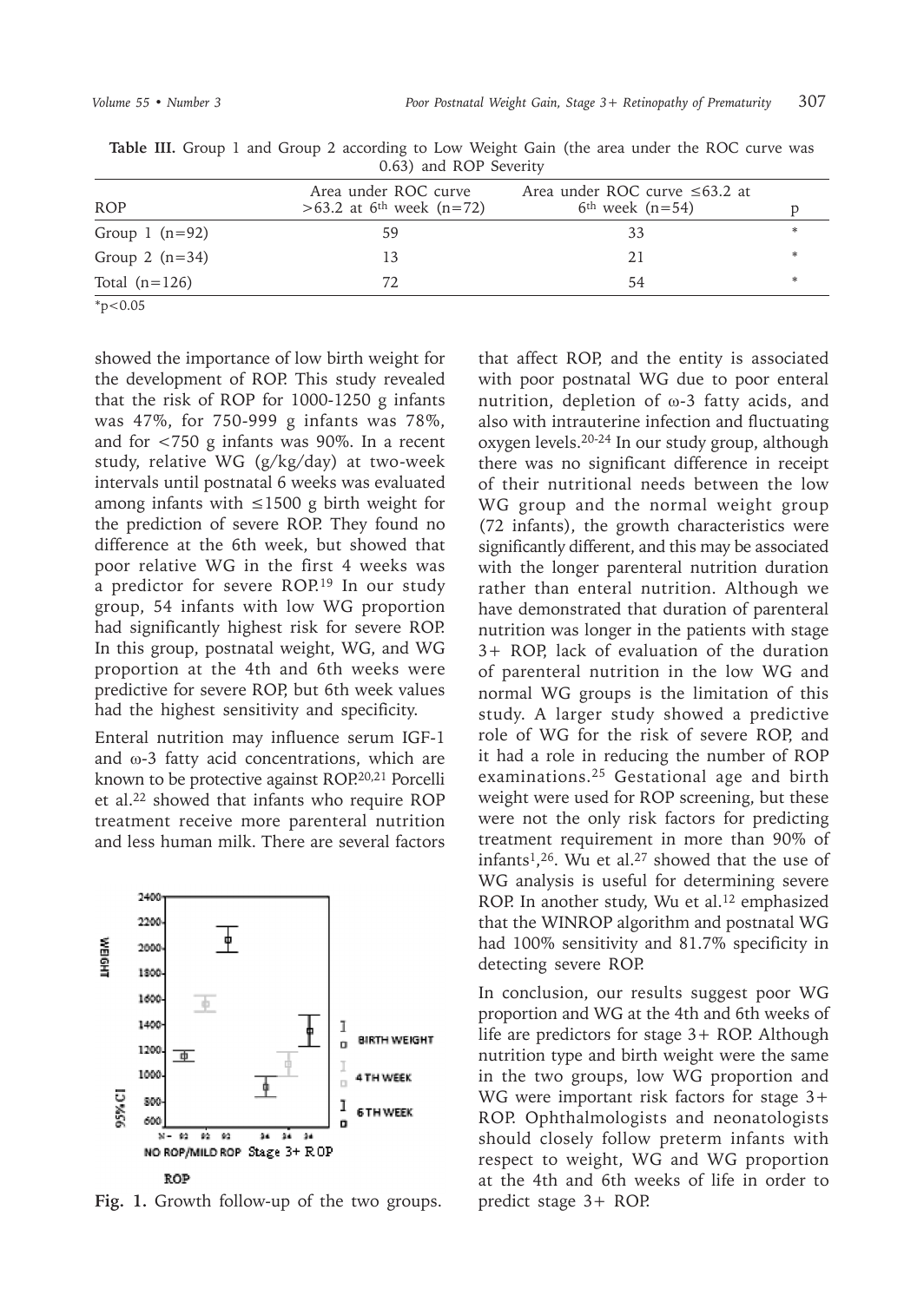**Table III.** Group 1 and Group 2 according to Low Weight Gain (the area under the ROC curve was 0.63) and ROP Severity

| ROP | Area under ROC curve >63.2 at 6th week (n=72) | Area under ROC curve ≤63.2 at 6th week (n=54) | p |
|---|---|---|---|
| Group 1 (n=92) | 59 | 33 | * |
| Group 2 (n=34) | 13 | 21 | * |
| Total (n=126) | 72 | 54 | * |

*p<0.05

showed the importance of low birth weight for the development of ROP. This study revealed that the risk of ROP for 1000-1250 g infants was 47%, for 750-999 g infants was 78%, and for <750 g infants was 90%. In a recent study, relative WG (g/kg/day) at two-week intervals until postnatal 6 weeks was evaluated among infants with ≤1500 g birth weight for the prediction of severe ROP. They found no difference at the 6th week, but showed that poor relative WG in the first 4 weeks was a predictor for severe ROP.[19] In our study group, 54 infants with low WG proportion had significantly highest risk for severe ROP. In this group, postnatal weight, WG, and WG proportion at the 4th and 6th weeks were predictive for severe ROP, but 6th week values had the highest sensitivity and specificity.

Enteral nutrition may influence serum IGF-1 and ω-3 fatty acid concentrations, which are known to be protective against ROP.[20,21] Porcelli et al.[22] showed that infants who require ROP treatment receive more parenteral nutrition and less human milk. There are several factors that affect ROP, and the entity is associated with poor postnatal WG due to poor enteral nutrition, depletion of ω-3 fatty acids, and also with intrauterine infection and fluctuating oxygen levels.[20-24] In our study group, although there was no significant difference in receipt of their nutritional needs between the low WG group and the normal weight group (72 infants), the growth characteristics were significantly different, and this may be associated with the longer parenteral nutrition duration rather than enteral nutrition. Although we have demonstrated that duration of parenteral nutrition was longer in the patients with stage 3+ ROP, lack of evaluation of the duration of parenteral nutrition in the low WG and normal WG groups is the limitation of this study. A larger study showed a predictive role of WG for the risk of severe ROP, and it had a role in reducing the number of ROP examinations.[25] Gestational age and birth weight were used for ROP screening, but these were not the only risk factors for predicting treatment requirement in more than 90% of infants[1,26]. Wu et al.[27] showed that the use of WG analysis is useful for determining severe ROP. In another study, Wu et al.[12] emphasized that the WINROP algorithm and postnatal WG had 100% sensitivity and 81.7% specificity in detecting severe ROP.

**Fig. 1.** Growth follow-up of the two groups.

In conclusion, our results suggest poor WG proportion and WG at the 4th and 6th weeks of life are predictors for stage 3+ ROP. Although nutrition type and birth weight were the same in the two groups, low WG proportion and WG were important risk factors for stage 3+ ROP. Ophthalmologists and neonatologists should closely follow preterm infants with respect to weight, WG and WG proportion at the 4th and 6th weeks of life in order to predict stage 3+ ROP.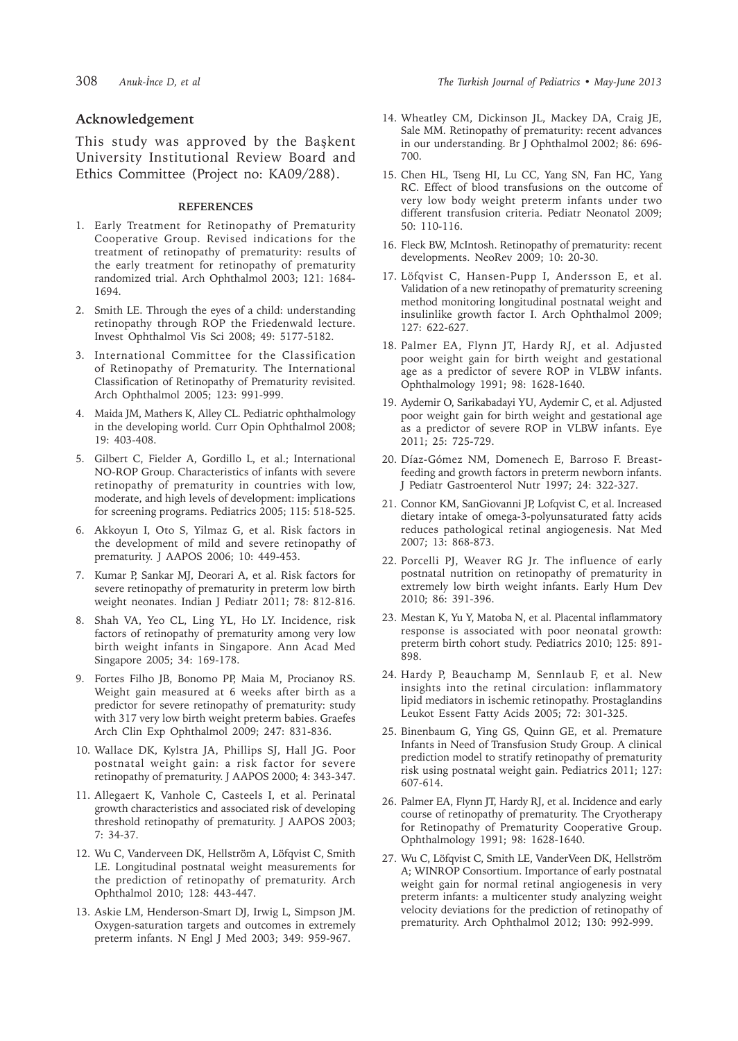## Acknowledgement

This study was approved by the Başkent University Institutional Review Board and Ethics Committee (Project no: KA09/288).

### REFERENCES

1. Early Treatment for Retinopathy of Prematurity Cooperative Group. Revised indications for the treatment of retinopathy of prematurity: results of the early treatment for retinopathy of prematurity randomized trial. Arch Ophthalmol 2003; 121: 1684-1694.
2. Smith LE. Through the eyes of a child: understanding retinopathy through ROP the Friedenwald lecture. Invest Ophthalmol Vis Sci 2008; 49: 5177-5182.
3. International Committee for the Classification of Retinopathy of Prematurity. The International Classification of Retinopathy of Prematurity revisited. Arch Ophthalmol 2005; 123: 991-999.
4. Maida JM, Mathers K, Alley CL. Pediatric ophthalmology in the developing world. Curr Opin Ophthalmol 2008; 19: 403-408.
5. Gilbert C, Fielder A, Gordillo L, et al.; International NO-ROP Group. Characteristics of infants with severe retinopathy of prematurity in countries with low, moderate, and high levels of development: implications for screening programs. Pediatrics 2005; 115: 518-525.
6. Akkoyun I, Oto S, Yilmaz G, et al. Risk factors in the development of mild and severe retinopathy of prematurity. J AAPOS 2006; 10: 449-453.
7. Kumar P, Sankar MJ, Deorari A, et al. Risk factors for severe retinopathy of prematurity in preterm low birth weight neonates. Indian J Pediatr 2011; 78: 812-816.
8. Shah VA, Yeo CL, Ling YL, Ho LY. Incidence, risk factors of retinopathy of prematurity among very low birth weight infants in Singapore. Ann Acad Med Singapore 2005; 34: 169-178.
9. Fortes Filho JB, Bonomo PP, Maia M, Procianoy RS. Weight gain measured at 6 weeks after birth as a predictor for severe retinopathy of prematurity: study with 317 very low birth weight preterm babies. Graefes Arch Clin Exp Ophthalmol 2009; 247: 831-836.
10. Wallace DK, Kylstra JA, Phillips SJ, Hall JG. Poor postnatal weight gain: a risk factor for severe retinopathy of prematurity. J AAPOS 2000; 4: 343-347.
11. Allegaert K, Vanhole C, Casteels I, et al. Perinatal growth characteristics and associated risk of developing threshold retinopathy of prematurity. J AAPOS 2003; 7: 34-37.
12. Wu C, Vanderveen DK, Hellström A, Löfqvist C, Smith LE. Longitudinal postnatal weight measurements for the prediction of retinopathy of prematurity. Arch Ophthalmol 2010; 128: 443-447.
13. Askie LM, Henderson-Smart DJ, Irwig L, Simpson JM. Oxygen-saturation targets and outcomes in extremely preterm infants. N Engl J Med 2003; 349: 959-967.
14. Wheatley CM, Dickinson JL, Mackey DA, Craig JE, Sale MM. Retinopathy of prematurity: recent advances in our understanding. Br J Ophthalmol 2002; 86: 696-700.
15. Chen HL, Tseng HI, Lu CC, Yang SN, Fan HC, Yang RC. Effect of blood transfusions on the outcome of very low body weight preterm infants under two different transfusion criteria. Pediatr Neonatol 2009; 50: 110-116.
16. Fleck BW, McIntosh. Retinopathy of prematurity: recent developments. NeoRev 2009; 10: 20-30.
17. Löfqvist C, Hansen-Pupp I, Andersson E, et al. Validation of a new retinopathy of prematurity screening method monitoring longitudinal postnatal weight and insulinlike growth factor I. Arch Ophthalmol 2009; 127: 622-627.
18. Palmer EA, Flynn JT, Hardy RJ, et al. Adjusted poor weight gain for birth weight and gestational age as a predictor of severe ROP in VLBW infants. Ophthalmology 1991; 98: 1628-1640.
19. Aydemir O, Sarikabadayi YU, Aydemir C, et al. Adjusted poor weight gain for birth weight and gestational age as a predictor of severe ROP in VLBW infants. Eye 2011; 25: 725-729.
20. Díaz-Gómez NM, Domenech E, Barroso F. Breast-feeding and growth factors in preterm newborn infants. J Pediatr Gastroenterol Nutr 1997; 24: 322-327.
21. Connor KM, SanGiovanni JP, Lofqvist C, et al. Increased dietary intake of omega-3-polyunsaturated fatty acids reduces pathological retinal angiogenesis. Nat Med 2007; 13: 868-873.
22. Porcelli PJ, Weaver RG Jr. The influence of early postnatal nutrition on retinopathy of prematurity in extremely low birth weight infants. Early Hum Dev 2010; 86: 391-396.
23. Mestan K, Yu Y, Matoba N, et al. Placental inflammatory response is associated with poor neonatal growth: preterm birth cohort study. Pediatrics 2010; 125: 891-898.
24. Hardy P, Beauchamp M, Sennlaub F, et al. New insights into the retinal circulation: inflammatory lipid mediators in ischemic retinopathy. Prostaglandins Leukot Essent Fatty Acids 2005; 72: 301-325.
25. Binenbaum G, Ying GS, Quinn GE, et al. Premature Infants in Need of Transfusion Study Group. A clinical prediction model to stratify retinopathy of prematurity risk using postnatal weight gain. Pediatrics 2011; 127: 607-614.
26. Palmer EA, Flynn JT, Hardy RJ, et al. Incidence and early course of retinopathy of prematurity. The Cryotherapy for Retinopathy of Prematurity Cooperative Group. Ophthalmology 1991; 98: 1628-1640.
27. Wu C, Löfqvist C, Smith LE, VanderVeen DK, Hellström A; WINROP Consortium. Importance of early postnatal weight gain for normal retinal angiogenesis in very preterm infants: a multicenter study analyzing weight velocity deviations for the prediction of retinopathy of prematurity. Arch Ophthalmol 2012; 130: 992-999.